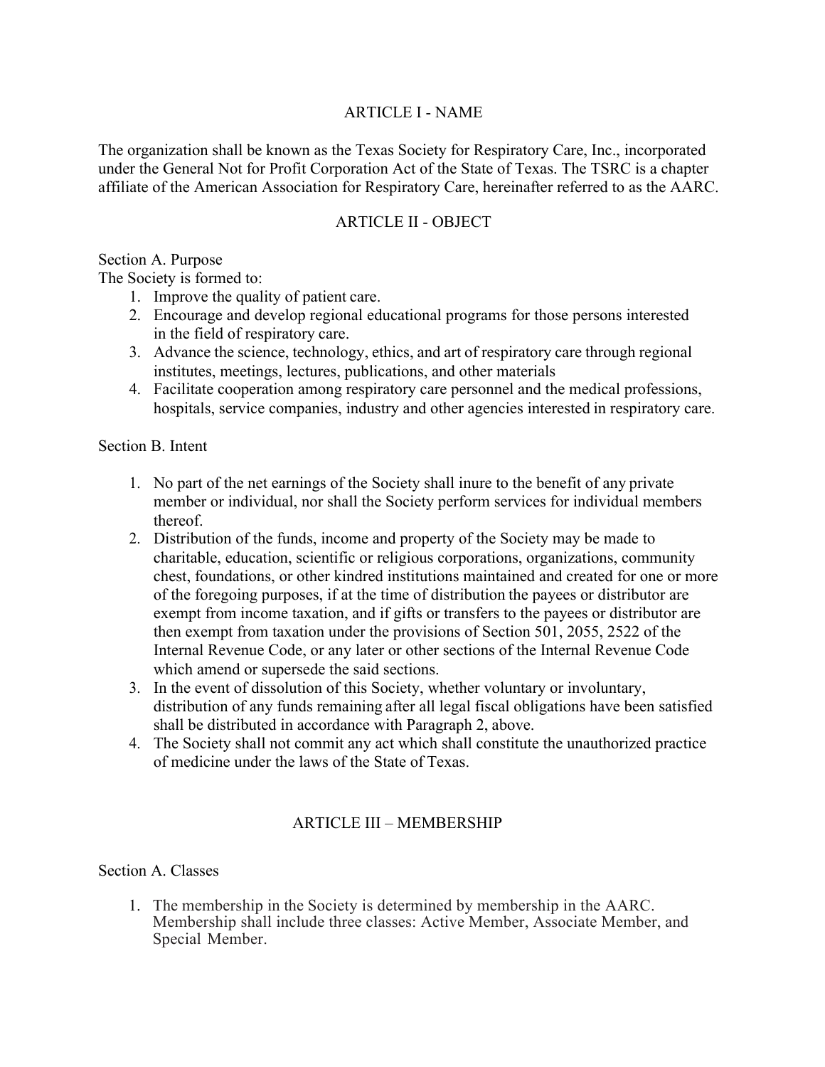## ARTICLE I - NAME

The organization shall be known as the Texas Society for Respiratory Care, Inc., incorporated under the General Not for Profit Corporation Act of the State of Texas. The TSRC is a chapter affiliate of the American Association for Respiratory Care, hereinafter referred to as the AARC.

## ARTICLE II - OBJECT

### Section A. Purpose

The Society is formed to:

1. Improve the quality of patient care.
2. Encourage and develop regional educational programs for those persons interested in the field of respiratory care.
3. Advance the science, technology, ethics, and art of respiratory care through regional institutes, meetings, lectures, publications, and other materials
4. Facilitate cooperation among respiratory care personnel and the medical professions, hospitals, service companies, industry and other agencies interested in respiratory care.

### Section B. Intent

1. No part of the net earnings of the Society shall inure to the benefit of any private member or individual, nor shall the Society perform services for individual members thereof.
2. Distribution of the funds, income and property of the Society may be made to charitable, education, scientific or religious corporations, organizations, community chest, foundations, or other kindred institutions maintained and created for one or more of the foregoing purposes, if at the time of distribution the payees or distributor are exempt from income taxation, and if gifts or transfers to the payees or distributor are then exempt from taxation under the provisions of Section 501, 2055, 2522 of the Internal Revenue Code, or any later or other sections of the Internal Revenue Code which amend or supersede the said sections.
3. In the event of dissolution of this Society, whether voluntary or involuntary, distribution of any funds remaining after all legal fiscal obligations have been satisfied shall be distributed in accordance with Paragraph 2, above.
4. The Society shall not commit any act which shall constitute the unauthorized practice of medicine under the laws of the State of Texas.

## ARTICLE III – MEMBERSHIP

### Section A. Classes

1. The membership in the Society is determined by membership in the AARC. Membership shall include three classes: Active Member, Associate Member, and Special Member.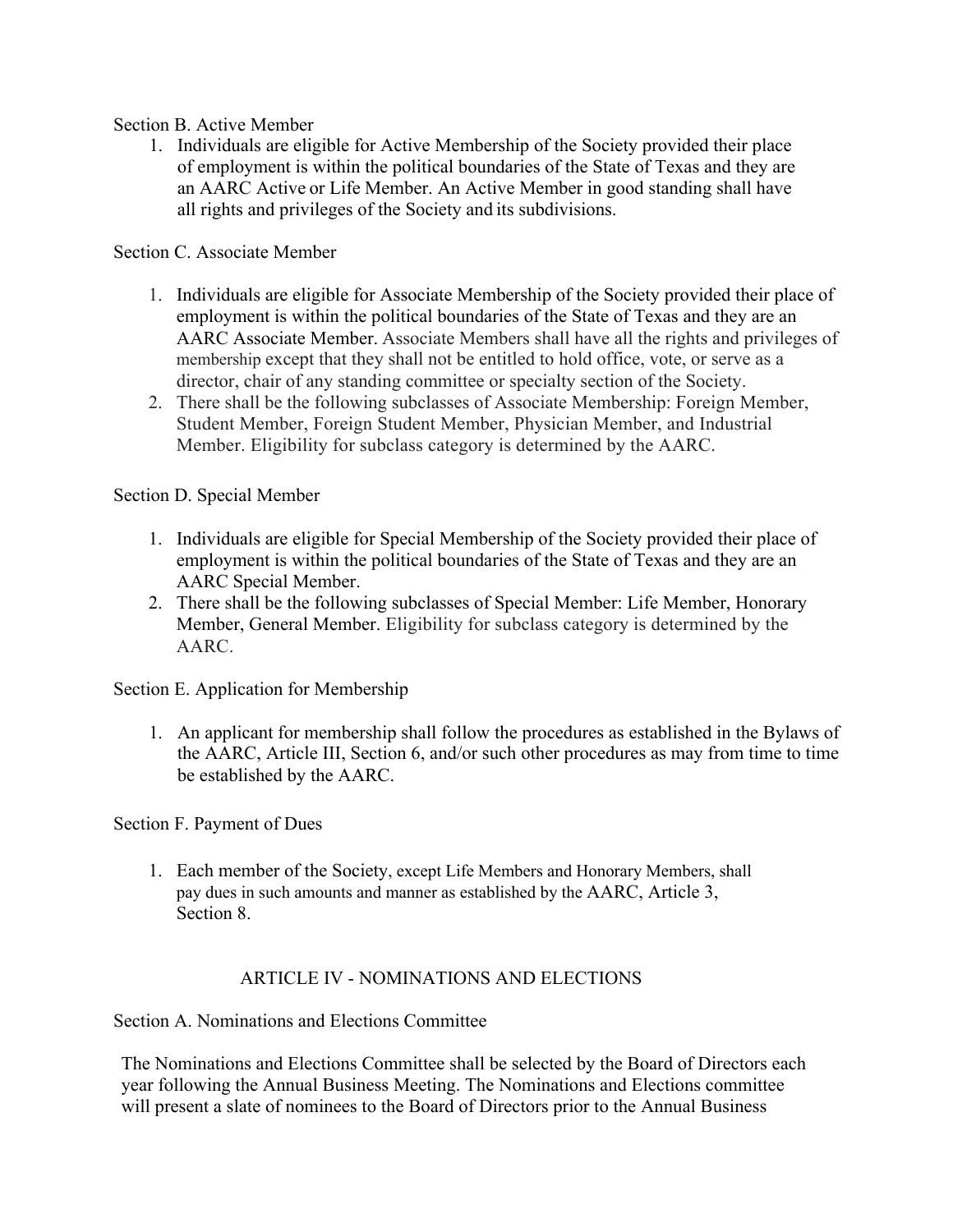Section B. Active Member

1. Individuals are eligible for Active Membership of the Society provided their place of employment is within the political boundaries of the State of Texas and they are an AARC Active or Life Member. An Active Member in good standing shall have all rights and privileges of the Society and its subdivisions.

Section C. Associate Member

1. Individuals are eligible for Associate Membership of the Society provided their place of employment is within the political boundaries of the State of Texas and they are an AARC Associate Member. Associate Members shall have all the rights and privileges of membership except that they shall not be entitled to hold office, vote, or serve as a director, chair of any standing committee or specialty section of the Society.
2. There shall be the following subclasses of Associate Membership: Foreign Member, Student Member, Foreign Student Member, Physician Member, and Industrial Member. Eligibility for subclass category is determined by the AARC.

Section D. Special Member

1. Individuals are eligible for Special Membership of the Society provided their place of employment is within the political boundaries of the State of Texas and they are an AARC Special Member.
2. There shall be the following subclasses of Special Member: Life Member, Honorary Member, General Member. Eligibility for subclass category is determined by the AARC.

Section E. Application for Membership

1. An applicant for membership shall follow the procedures as established in the Bylaws of the AARC, Article III, Section 6, and/or such other procedures as may from time to time be established by the AARC.

Section F. Payment of Dues

1. Each member of the Society, except Life Members and Honorary Members, shall pay dues in such amounts and manner as established by the AARC, Article 3, Section 8.

## ARTICLE IV - NOMINATIONS AND ELECTIONS

Section A. Nominations and Elections Committee

The Nominations and Elections Committee shall be selected by the Board of Directors each year following the Annual Business Meeting. The Nominations and Elections committee will present a slate of nominees to the Board of Directors prior to the Annual Business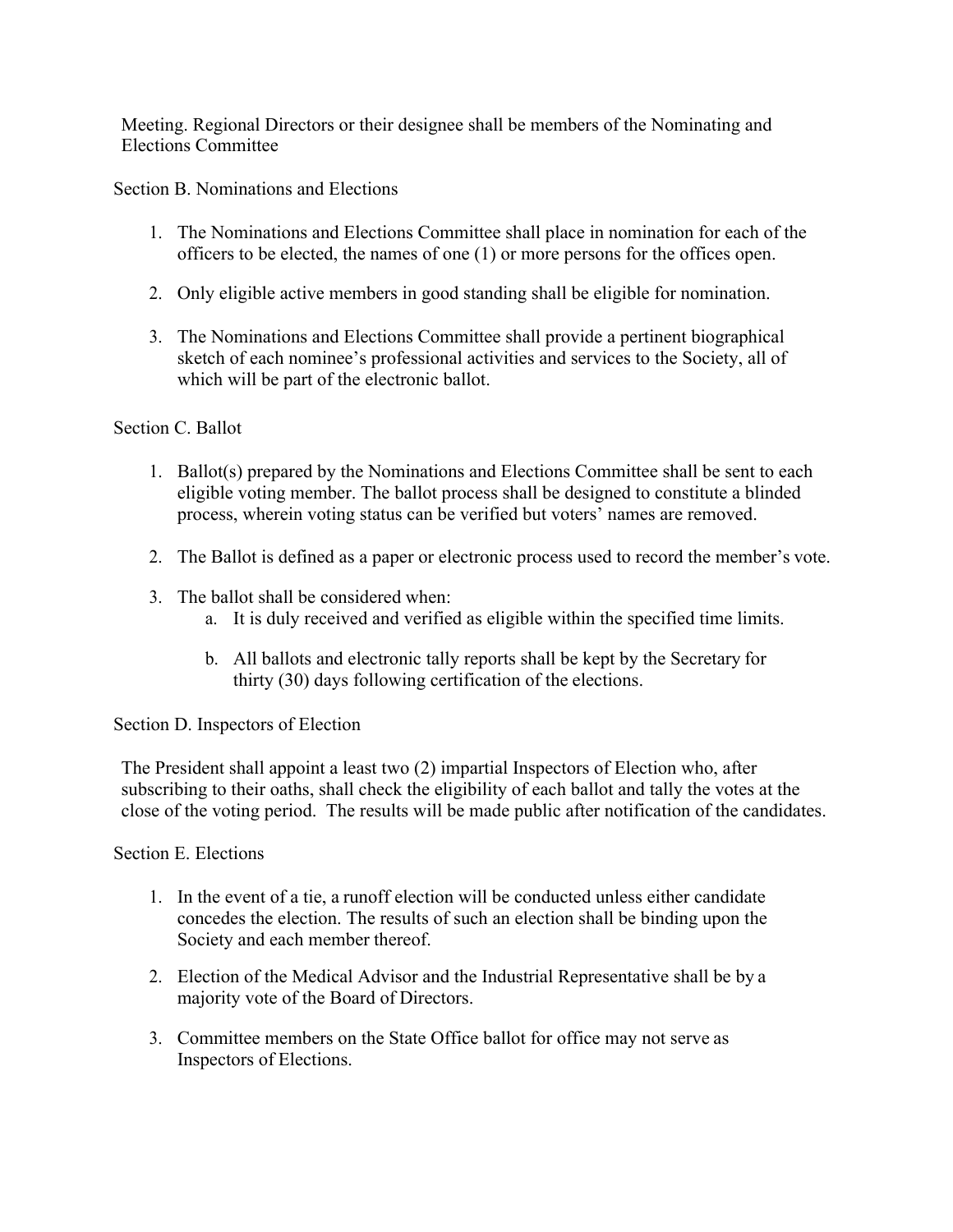Meeting. Regional Directors or their designee shall be members of the Nominating and Elections Committee

Section B. Nominations and Elections

1. The Nominations and Elections Committee shall place in nomination for each of the officers to be elected, the names of one (1) or more persons for the offices open.

2. Only eligible active members in good standing shall be eligible for nomination.

3. The Nominations and Elections Committee shall provide a pertinent biographical sketch of each nominee's professional activities and services to the Society, all of which will be part of the electronic ballot.

Section C. Ballot

1. Ballot(s) prepared by the Nominations and Elections Committee shall be sent to each eligible voting member. The ballot process shall be designed to constitute a blinded process, wherein voting status can be verified but voters' names are removed.

2. The Ballot is defined as a paper or electronic process used to record the member's vote.

3. The ballot shall be considered when:
   a. It is duly received and verified as eligible within the specified time limits.

   b. All ballots and electronic tally reports shall be kept by the Secretary for thirty (30) days following certification of the elections.

Section D. Inspectors of Election

The President shall appoint a least two (2) impartial Inspectors of Election who, after subscribing to their oaths, shall check the eligibility of each ballot and tally the votes at the close of the voting period. The results will be made public after notification of the candidates.

Section E. Elections

1. In the event of a tie, a runoff election will be conducted unless either candidate concedes the election. The results of such an election shall be binding upon the Society and each member thereof.

2. Election of the Medical Advisor and the Industrial Representative shall be by a majority vote of the Board of Directors.

3. Committee members on the State Office ballot for office may not serve as Inspectors of Elections.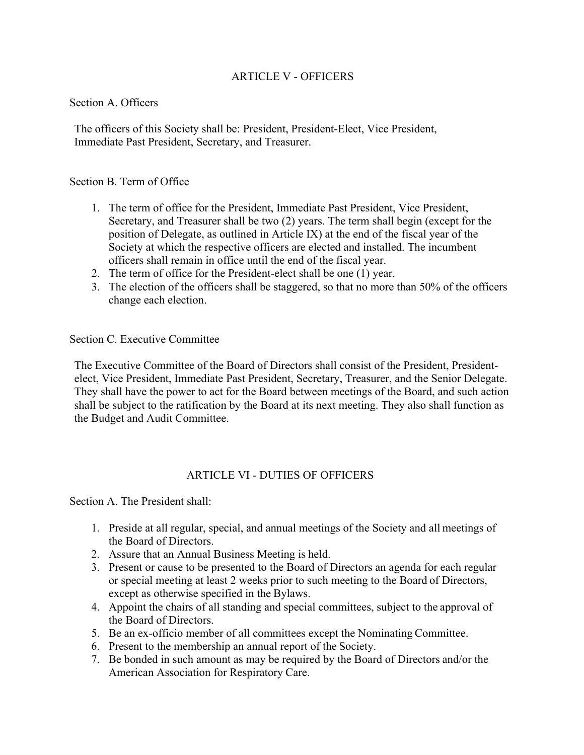## ARTICLE V - OFFICERS

### Section A. Officers

The officers of this Society shall be: President, President-Elect, Vice President, Immediate Past President, Secretary, and Treasurer.

### Section B. Term of Office

1. The term of office for the President, Immediate Past President, Vice President, Secretary, and Treasurer shall be two (2) years. The term shall begin (except for the position of Delegate, as outlined in Article IX) at the end of the fiscal year of the Society at which the respective officers are elected and installed. The incumbent officers shall remain in office until the end of the fiscal year.
2. The term of office for the President-elect shall be one (1) year.
3. The election of the officers shall be staggered, so that no more than 50% of the officers change each election.

### Section C. Executive Committee

The Executive Committee of the Board of Directors shall consist of the President, President-elect, Vice President, Immediate Past President, Secretary, Treasurer, and the Senior Delegate. They shall have the power to act for the Board between meetings of the Board, and such action shall be subject to the ratification by the Board at its next meeting. They also shall function as the Budget and Audit Committee.

## ARTICLE VI - DUTIES OF OFFICERS

### Section A. The President shall:

1. Preside at all regular, special, and annual meetings of the Society and all meetings of the Board of Directors.
2. Assure that an Annual Business Meeting is held.
3. Present or cause to be presented to the Board of Directors an agenda for each regular or special meeting at least 2 weeks prior to such meeting to the Board of Directors, except as otherwise specified in the Bylaws.
4. Appoint the chairs of all standing and special committees, subject to the approval of the Board of Directors.
5. Be an ex-officio member of all committees except the Nominating Committee.
6. Present to the membership an annual report of the Society.
7. Be bonded in such amount as may be required by the Board of Directors and/or the American Association for Respiratory Care.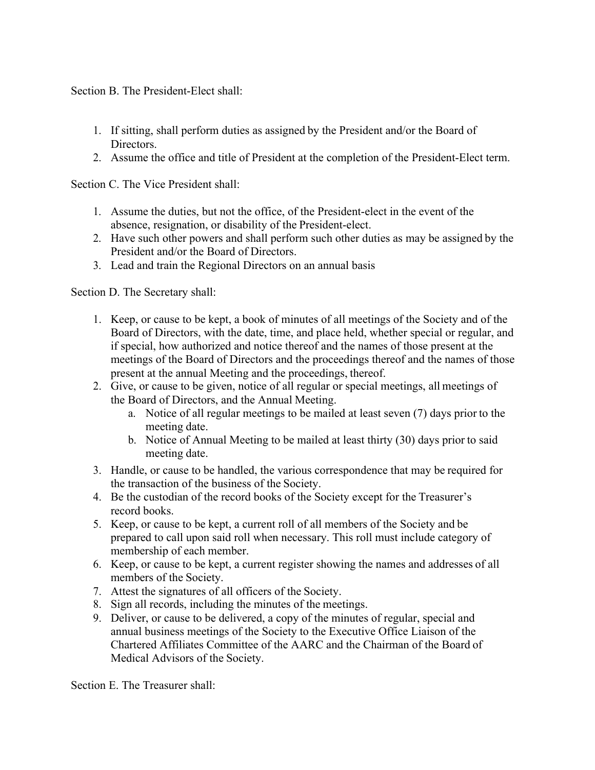Section B. The President-Elect shall:

1. If sitting, shall perform duties as assigned by the President and/or the Board of Directors.
2. Assume the office and title of President at the completion of the President-Elect term.

Section C. The Vice President shall:

1. Assume the duties, but not the office, of the President-elect in the event of the absence, resignation, or disability of the President-elect.
2. Have such other powers and shall perform such other duties as may be assigned by the President and/or the Board of Directors.
3. Lead and train the Regional Directors on an annual basis

Section D. The Secretary shall:

1. Keep, or cause to be kept, a book of minutes of all meetings of the Society and of the Board of Directors, with the date, time, and place held, whether special or regular, and if special, how authorized and notice thereof and the names of those present at the meetings of the Board of Directors and the proceedings thereof and the names of those present at the annual Meeting and the proceedings, thereof.
2. Give, or cause to be given, notice of all regular or special meetings, all meetings of the Board of Directors, and the Annual Meeting.
   a. Notice of all regular meetings to be mailed at least seven (7) days prior to the meeting date.
   b. Notice of Annual Meeting to be mailed at least thirty (30) days prior to said meeting date.
3. Handle, or cause to be handled, the various correspondence that may be required for the transaction of the business of the Society.
4. Be the custodian of the record books of the Society except for the Treasurer's record books.
5. Keep, or cause to be kept, a current roll of all members of the Society and be prepared to call upon said roll when necessary. This roll must include category of membership of each member.
6. Keep, or cause to be kept, a current register showing the names and addresses of all members of the Society.
7. Attest the signatures of all officers of the Society.
8. Sign all records, including the minutes of the meetings.
9. Deliver, or cause to be delivered, a copy of the minutes of regular, special and annual business meetings of the Society to the Executive Office Liaison of the Chartered Affiliates Committee of the AARC and the Chairman of the Board of Medical Advisors of the Society.

Section E. The Treasurer shall: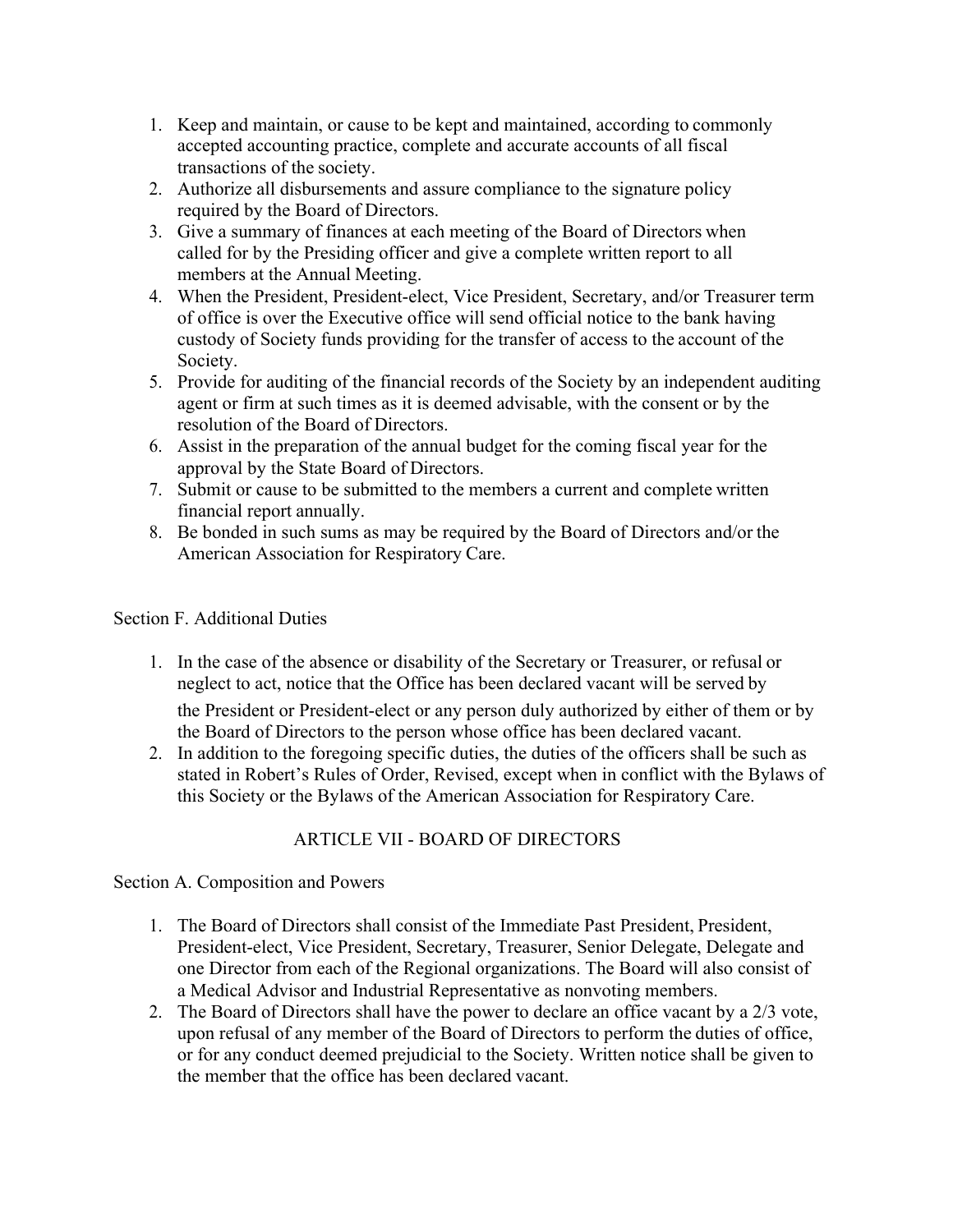1. Keep and maintain, or cause to be kept and maintained, according to commonly accepted accounting practice, complete and accurate accounts of all fiscal transactions of the society.
2. Authorize all disbursements and assure compliance to the signature policy required by the Board of Directors.
3. Give a summary of finances at each meeting of the Board of Directors when called for by the Presiding officer and give a complete written report to all members at the Annual Meeting.
4. When the President, President-elect, Vice President, Secretary, and/or Treasurer term of office is over the Executive office will send official notice to the bank having custody of Society funds providing for the transfer of access to the account of the Society.
5. Provide for auditing of the financial records of the Society by an independent auditing agent or firm at such times as it is deemed advisable, with the consent or by the resolution of the Board of Directors.
6. Assist in the preparation of the annual budget for the coming fiscal year for the approval by the State Board of Directors.
7. Submit or cause to be submitted to the members a current and complete written financial report annually.
8. Be bonded in such sums as may be required by the Board of Directors and/or the American Association for Respiratory Care.

Section F. Additional Duties

1. In the case of the absence or disability of the Secretary or Treasurer, or refusal or neglect to act, notice that the Office has been declared vacant will be served by the President or President-elect or any person duly authorized by either of them or by the Board of Directors to the person whose office has been declared vacant.
2. In addition to the foregoing specific duties, the duties of the officers shall be such as stated in Robert's Rules of Order, Revised, except when in conflict with the Bylaws of this Society or the Bylaws of the American Association for Respiratory Care.

## ARTICLE VII - BOARD OF DIRECTORS

Section A. Composition and Powers

1. The Board of Directors shall consist of the Immediate Past President, President, President-elect, Vice President, Secretary, Treasurer, Senior Delegate, Delegate and one Director from each of the Regional organizations. The Board will also consist of a Medical Advisor and Industrial Representative as nonvoting members.
2. The Board of Directors shall have the power to declare an office vacant by a 2/3 vote, upon refusal of any member of the Board of Directors to perform the duties of office, or for any conduct deemed prejudicial to the Society. Written notice shall be given to the member that the office has been declared vacant.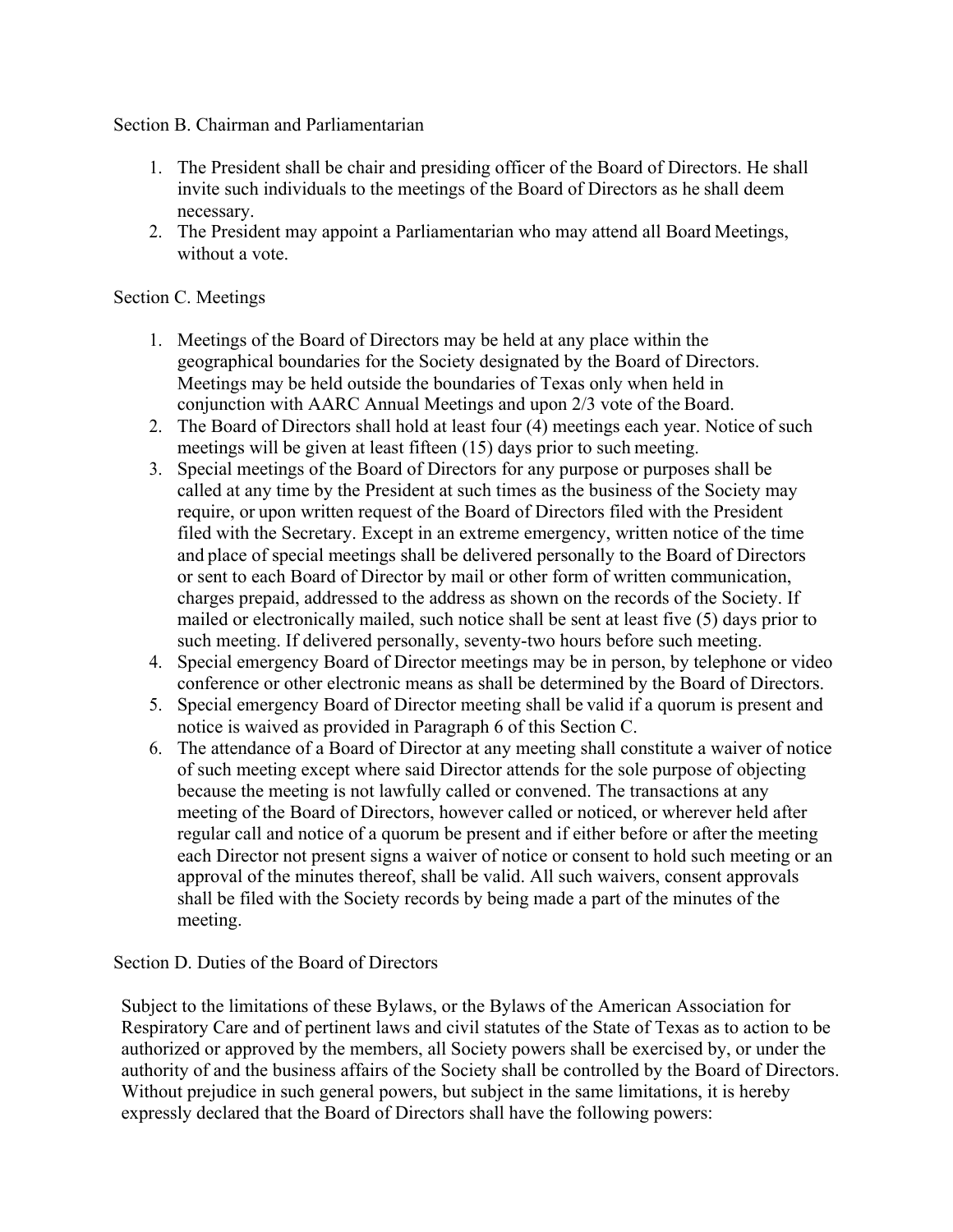Section B. Chairman and Parliamentarian

1. The President shall be chair and presiding officer of the Board of Directors. He shall invite such individuals to the meetings of the Board of Directors as he shall deem necessary.
2. The President may appoint a Parliamentarian who may attend all Board Meetings, without a vote.

Section C. Meetings

1. Meetings of the Board of Directors may be held at any place within the geographical boundaries for the Society designated by the Board of Directors. Meetings may be held outside the boundaries of Texas only when held in conjunction with AARC Annual Meetings and upon 2/3 vote of the Board.
2. The Board of Directors shall hold at least four (4) meetings each year. Notice of such meetings will be given at least fifteen (15) days prior to such meeting.
3. Special meetings of the Board of Directors for any purpose or purposes shall be called at any time by the President at such times as the business of the Society may require, or upon written request of the Board of Directors filed with the President filed with the Secretary. Except in an extreme emergency, written notice of the time and place of special meetings shall be delivered personally to the Board of Directors or sent to each Board of Director by mail or other form of written communication, charges prepaid, addressed to the address as shown on the records of the Society. If mailed or electronically mailed, such notice shall be sent at least five (5) days prior to such meeting. If delivered personally, seventy-two hours before such meeting.
4. Special emergency Board of Director meetings may be in person, by telephone or video conference or other electronic means as shall be determined by the Board of Directors.
5. Special emergency Board of Director meeting shall be valid if a quorum is present and notice is waived as provided in Paragraph 6 of this Section C.
6. The attendance of a Board of Director at any meeting shall constitute a waiver of notice of such meeting except where said Director attends for the sole purpose of objecting because the meeting is not lawfully called or convened. The transactions at any meeting of the Board of Directors, however called or noticed, or wherever held after regular call and notice of a quorum be present and if either before or after the meeting each Director not present signs a waiver of notice or consent to hold such meeting or an approval of the minutes thereof, shall be valid. All such waivers, consent approvals shall be filed with the Society records by being made a part of the minutes of the meeting.

Section D. Duties of the Board of Directors

Subject to the limitations of these Bylaws, or the Bylaws of the American Association for Respiratory Care and of pertinent laws and civil statutes of the State of Texas as to action to be authorized or approved by the members, all Society powers shall be exercised by, or under the authority of and the business affairs of the Society shall be controlled by the Board of Directors. Without prejudice in such general powers, but subject in the same limitations, it is hereby expressly declared that the Board of Directors shall have the following powers: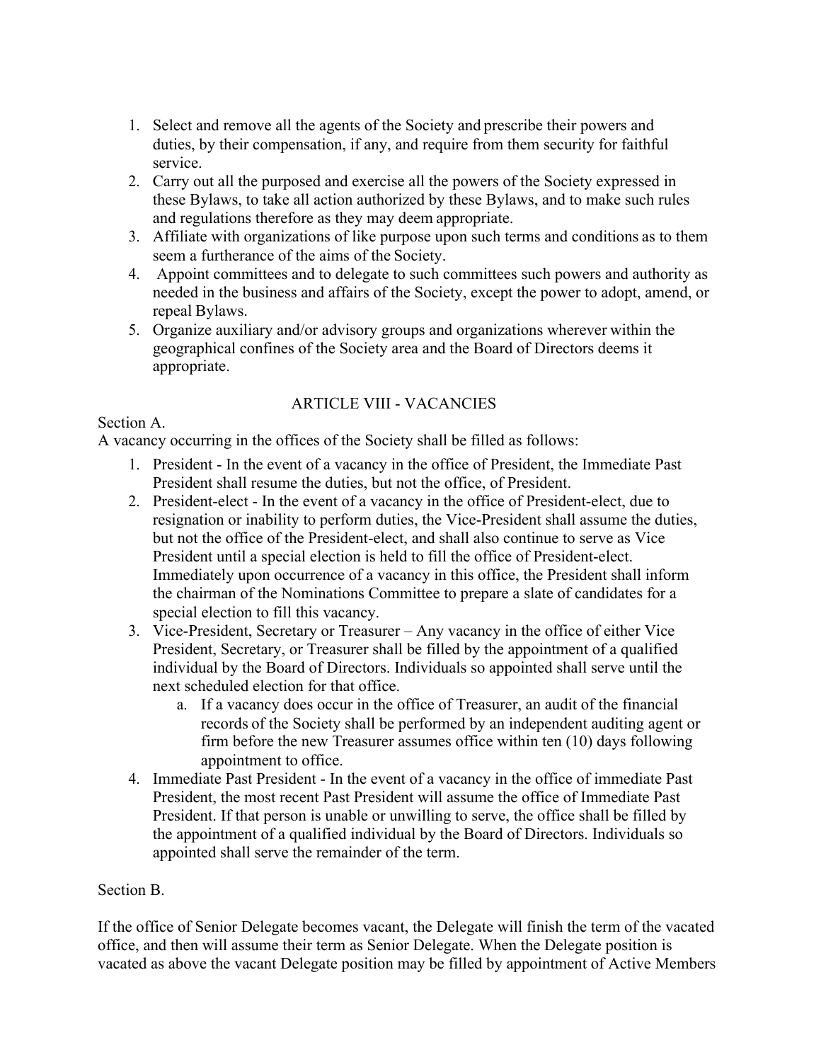1. Select and remove all the agents of the Society and prescribe their powers and duties, by their compensation, if any, and require from them security for faithful service.
2. Carry out all the purposed and exercise all the powers of the Society expressed in these Bylaws, to take all action authorized by these Bylaws, and to make such rules and regulations therefore as they may deem appropriate.
3. Affiliate with organizations of like purpose upon such terms and conditions as to them seem a furtherance of the aims of the Society.
4. Appoint committees and to delegate to such committees such powers and authority as needed in the business and affairs of the Society, except the power to adopt, amend, or repeal Bylaws.
5. Organize auxiliary and/or advisory groups and organizations wherever within the geographical confines of the Society area and the Board of Directors deems it appropriate.

## ARTICLE VIII - VACANCIES

Section A.

A vacancy occurring in the offices of the Society shall be filled as follows:

1. President - In the event of a vacancy in the office of President, the Immediate Past President shall resume the duties, but not the office, of President.
2. President-elect - In the event of a vacancy in the office of President-elect, due to resignation or inability to perform duties, the Vice-President shall assume the duties, but not the office of the President-elect, and shall also continue to serve as Vice President until a special election is held to fill the office of President-elect. Immediately upon occurrence of a vacancy in this office, the President shall inform the chairman of the Nominations Committee to prepare a slate of candidates for a special election to fill this vacancy.
3. Vice-President, Secretary or Treasurer – Any vacancy in the office of either Vice President, Secretary, or Treasurer shall be filled by the appointment of a qualified individual by the Board of Directors. Individuals so appointed shall serve until the next scheduled election for that office.
    a. If a vacancy does occur in the office of Treasurer, an audit of the financial records of the Society shall be performed by an independent auditing agent or firm before the new Treasurer assumes office within ten (10) days following appointment to office.
4. Immediate Past President - In the event of a vacancy in the office of immediate Past President, the most recent Past President will assume the office of Immediate Past President. If that person is unable or unwilling to serve, the office shall be filled by the appointment of a qualified individual by the Board of Directors. Individuals so appointed shall serve the remainder of the term.

Section B.

If the office of Senior Delegate becomes vacant, the Delegate will finish the term of the vacated office, and then will assume their term as Senior Delegate. When the Delegate position is vacated as above the vacant Delegate position may be filled by appointment of Active Members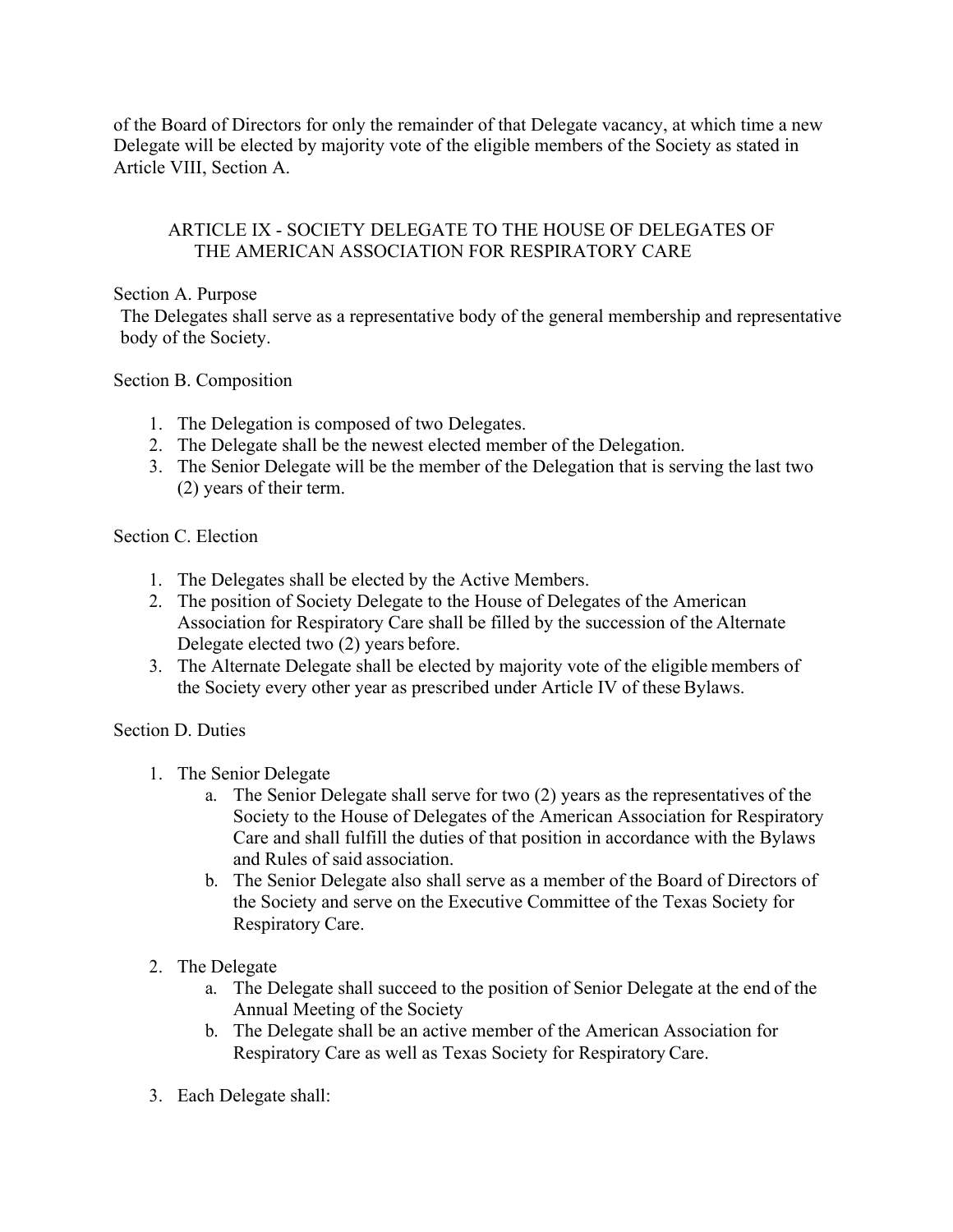of the Board of Directors for only the remainder of that Delegate vacancy, at which time a new Delegate will be elected by majority vote of the eligible members of the Society as stated in Article VIII, Section A.

## ARTICLE IX - SOCIETY DELEGATE TO THE HOUSE OF DELEGATES OF THE AMERICAN ASSOCIATION FOR RESPIRATORY CARE

Section A. Purpose

The Delegates shall serve as a representative body of the general membership and representative body of the Society.

Section B. Composition

1. The Delegation is composed of two Delegates.
2. The Delegate shall be the newest elected member of the Delegation.
3. The Senior Delegate will be the member of the Delegation that is serving the last two (2) years of their term.

Section C. Election

1. The Delegates shall be elected by the Active Members.
2. The position of Society Delegate to the House of Delegates of the American Association for Respiratory Care shall be filled by the succession of the Alternate Delegate elected two (2) years before.
3. The Alternate Delegate shall be elected by majority vote of the eligible members of the Society every other year as prescribed under Article IV of these Bylaws.

Section D. Duties

1. The Senior Delegate
   a. The Senior Delegate shall serve for two (2) years as the representatives of the Society to the House of Delegates of the American Association for Respiratory Care and shall fulfill the duties of that position in accordance with the Bylaws and Rules of said association.
   b. The Senior Delegate also shall serve as a member of the Board of Directors of the Society and serve on the Executive Committee of the Texas Society for Respiratory Care.

2. The Delegate
   a. The Delegate shall succeed to the position of Senior Delegate at the end of the Annual Meeting of the Society
   b. The Delegate shall be an active member of the American Association for Respiratory Care as well as Texas Society for Respiratory Care.

3. Each Delegate shall: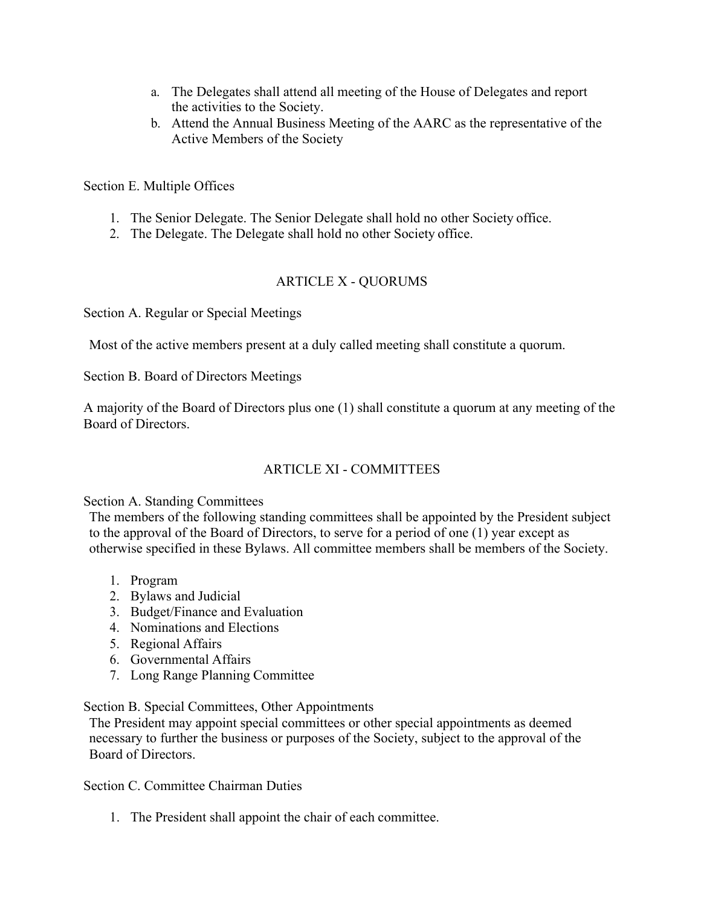a. The Delegates shall attend all meeting of the House of Delegates and report the activities to the Society.
b. Attend the Annual Business Meeting of the AARC as the representative of the Active Members of the Society

Section E. Multiple Offices

1. The Senior Delegate. The Senior Delegate shall hold no other Society office.
2. The Delegate. The Delegate shall hold no other Society office.

## ARTICLE X - QUORUMS

Section A. Regular or Special Meetings

Most of the active members present at a duly called meeting shall constitute a quorum.

Section B. Board of Directors Meetings

A majority of the Board of Directors plus one (1) shall constitute a quorum at any meeting of the Board of Directors.

## ARTICLE XI - COMMITTEES

Section A. Standing Committees

The members of the following standing committees shall be appointed by the President subject to the approval of the Board of Directors, to serve for a period of one (1) year except as otherwise specified in these Bylaws. All committee members shall be members of the Society.

1. Program
2. Bylaws and Judicial
3. Budget/Finance and Evaluation
4. Nominations and Elections
5. Regional Affairs
6. Governmental Affairs
7. Long Range Planning Committee

Section B. Special Committees, Other Appointments

The President may appoint special committees or other special appointments as deemed necessary to further the business or purposes of the Society, subject to the approval of the Board of Directors.

Section C. Committee Chairman Duties

1. The President shall appoint the chair of each committee.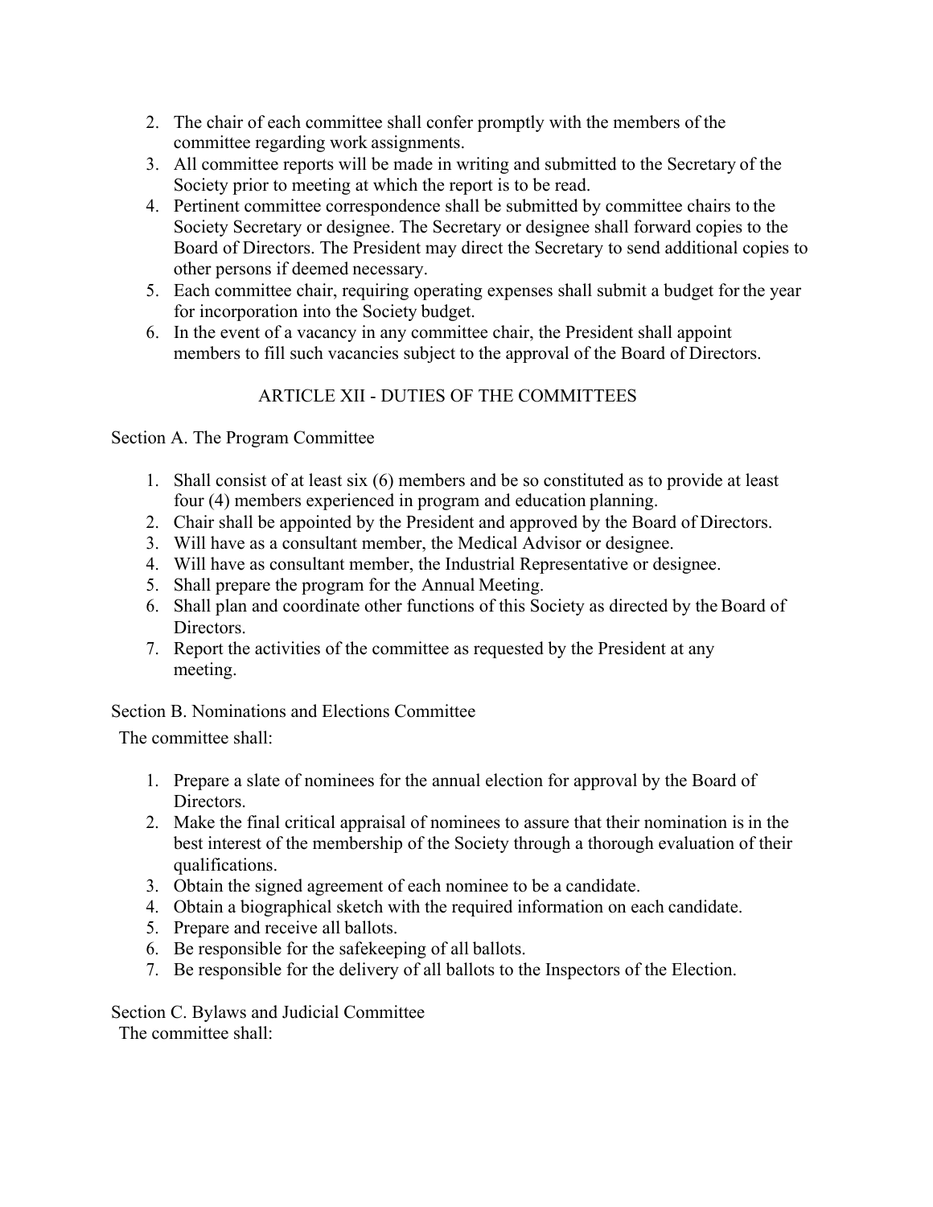2. The chair of each committee shall confer promptly with the members of the committee regarding work assignments.
3. All committee reports will be made in writing and submitted to the Secretary of the Society prior to meeting at which the report is to be read.
4. Pertinent committee correspondence shall be submitted by committee chairs to the Society Secretary or designee. The Secretary or designee shall forward copies to the Board of Directors. The President may direct the Secretary to send additional copies to other persons if deemed necessary.
5. Each committee chair, requiring operating expenses shall submit a budget for the year for incorporation into the Society budget.
6. In the event of a vacancy in any committee chair, the President shall appoint members to fill such vacancies subject to the approval of the Board of Directors.

## ARTICLE XII - DUTIES OF THE COMMITTEES

Section A. The Program Committee

1. Shall consist of at least six (6) members and be so constituted as to provide at least four (4) members experienced in program and education planning.
2. Chair shall be appointed by the President and approved by the Board of Directors.
3. Will have as a consultant member, the Medical Advisor or designee.
4. Will have as consultant member, the Industrial Representative or designee.
5. Shall prepare the program for the Annual Meeting.
6. Shall plan and coordinate other functions of this Society as directed by the Board of Directors.
7. Report the activities of the committee as requested by the President at any meeting.

Section B. Nominations and Elections Committee

The committee shall:

1. Prepare a slate of nominees for the annual election for approval by the Board of Directors.
2. Make the final critical appraisal of nominees to assure that their nomination is in the best interest of the membership of the Society through a thorough evaluation of their qualifications.
3. Obtain the signed agreement of each nominee to be a candidate.
4. Obtain a biographical sketch with the required information on each candidate.
5. Prepare and receive all ballots.
6. Be responsible for the safekeeping of all ballots.
7. Be responsible for the delivery of all ballots to the Inspectors of the Election.

Section C. Bylaws and Judicial Committee

The committee shall: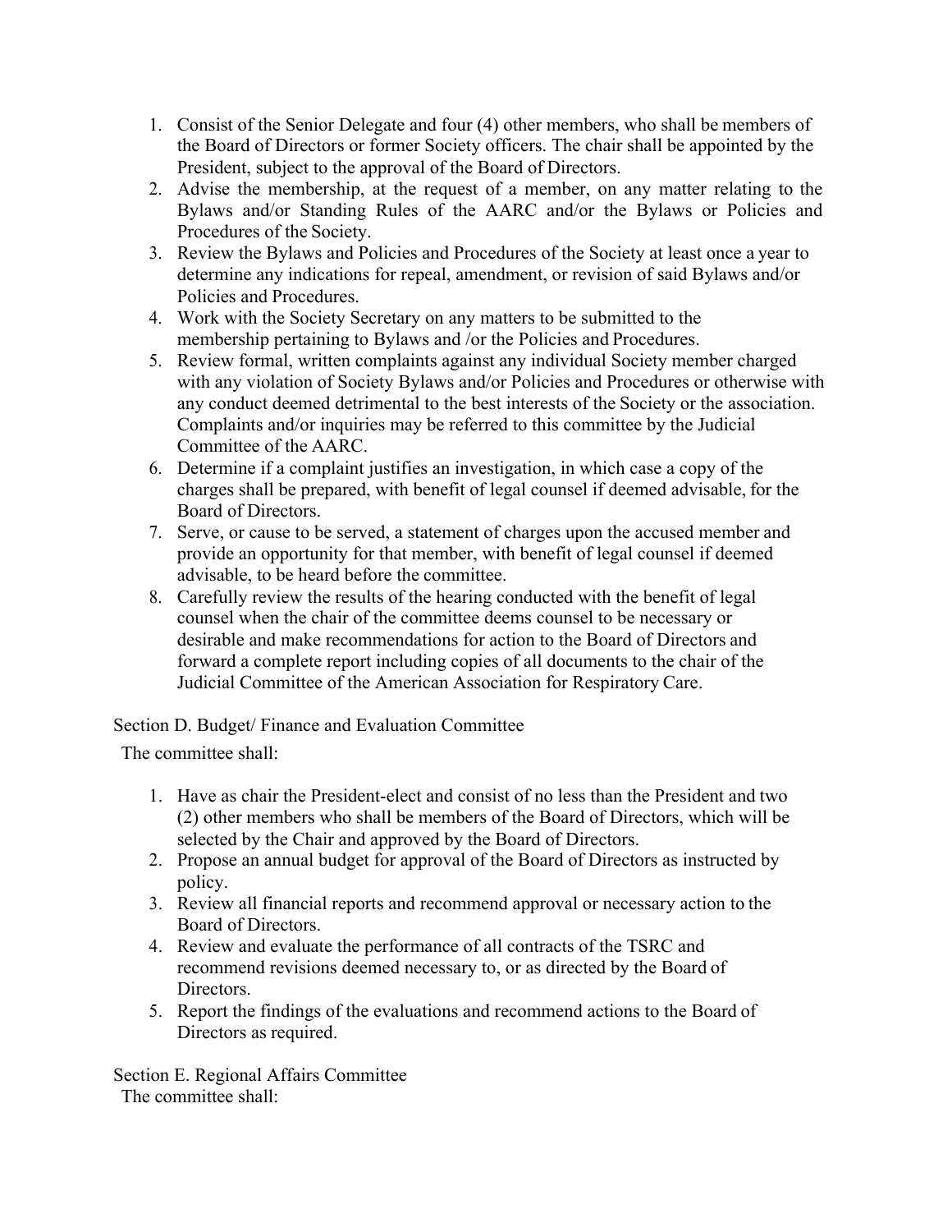1. Consist of the Senior Delegate and four (4) other members, who shall be members of the Board of Directors or former Society officers. The chair shall be appointed by the President, subject to the approval of the Board of Directors.
2. Advise the membership, at the request of a member, on any matter relating to the Bylaws and/or Standing Rules of the AARC and/or the Bylaws or Policies and Procedures of the Society.
3. Review the Bylaws and Policies and Procedures of the Society at least once a year to determine any indications for repeal, amendment, or revision of said Bylaws and/or Policies and Procedures.
4. Work with the Society Secretary on any matters to be submitted to the membership pertaining to Bylaws and /or the Policies and Procedures.
5. Review formal, written complaints against any individual Society member charged with any violation of Society Bylaws and/or Policies and Procedures or otherwise with any conduct deemed detrimental to the best interests of the Society or the association. Complaints and/or inquiries may be referred to this committee by the Judicial Committee of the AARC.
6. Determine if a complaint justifies an investigation, in which case a copy of the charges shall be prepared, with benefit of legal counsel if deemed advisable, for the Board of Directors.
7. Serve, or cause to be served, a statement of charges upon the accused member and provide an opportunity for that member, with benefit of legal counsel if deemed advisable, to be heard before the committee.
8. Carefully review the results of the hearing conducted with the benefit of legal counsel when the chair of the committee deems counsel to be necessary or desirable and make recommendations for action to the Board of Directors and forward a complete report including copies of all documents to the chair of the Judicial Committee of the American Association for Respiratory Care.

Section D. Budget/ Finance and Evaluation Committee

The committee shall:

1. Have as chair the President-elect and consist of no less than the President and two (2) other members who shall be members of the Board of Directors, which will be selected by the Chair and approved by the Board of Directors.
2. Propose an annual budget for approval of the Board of Directors as instructed by policy.
3. Review all financial reports and recommend approval or necessary action to the Board of Directors.
4. Review and evaluate the performance of all contracts of the TSRC and recommend revisions deemed necessary to, or as directed by the Board of Directors.
5. Report the findings of the evaluations and recommend actions to the Board of Directors as required.

Section E. Regional Affairs Committee

The committee shall: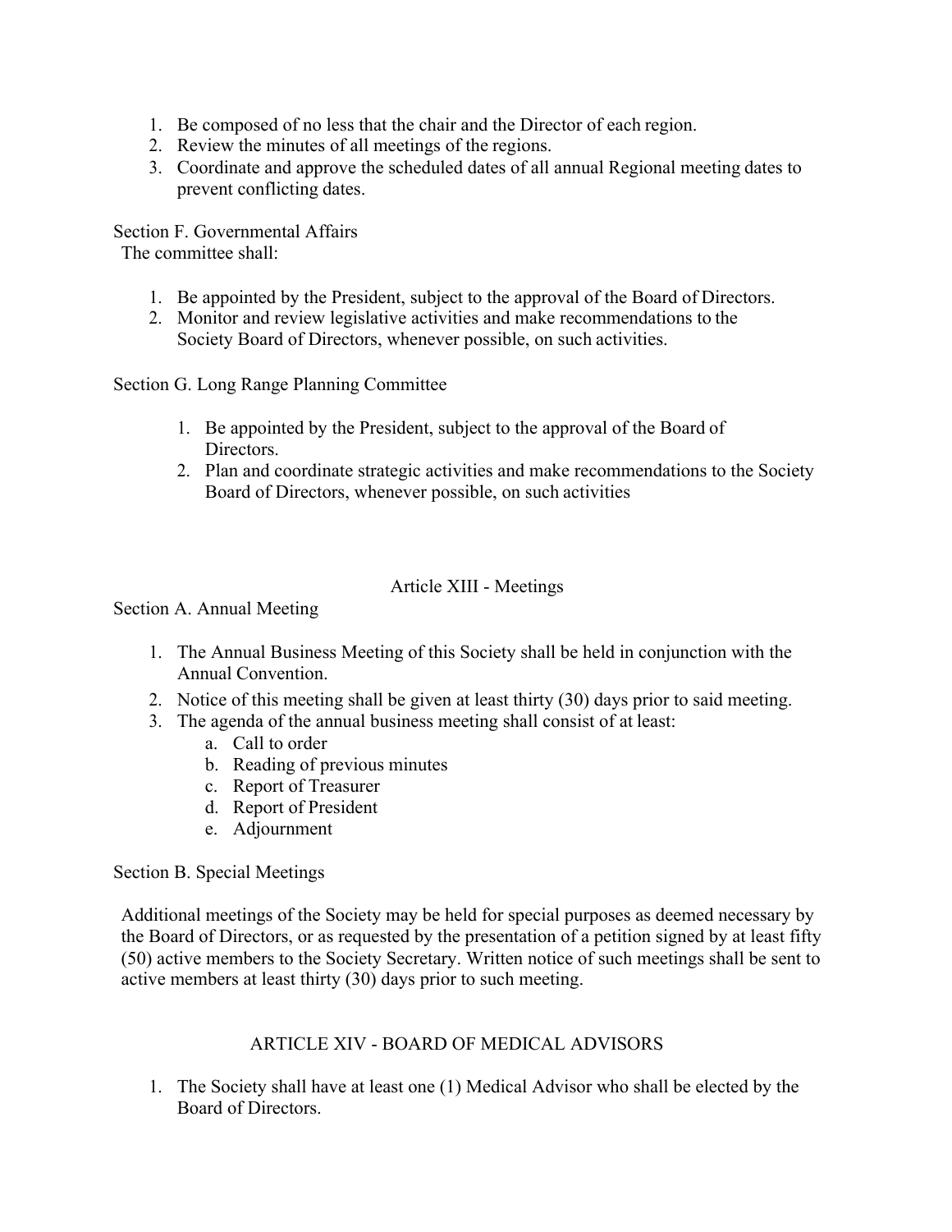1. Be composed of no less that the chair and the Director of each region.
2. Review the minutes of all meetings of the regions.
3. Coordinate and approve the scheduled dates of all annual Regional meeting dates to prevent conflicting dates.

Section F. Governmental Affairs
The committee shall:

1. Be appointed by the President, subject to the approval of the Board of Directors.
2. Monitor and review legislative activities and make recommendations to the Society Board of Directors, whenever possible, on such activities.

Section G. Long Range Planning Committee

1. Be appointed by the President, subject to the approval of the Board of Directors.
2. Plan and coordinate strategic activities and make recommendations to the Society Board of Directors, whenever possible, on such activities

## Article XIII - Meetings

Section A. Annual Meeting

1. The Annual Business Meeting of this Society shall be held in conjunction with the Annual Convention.
2. Notice of this meeting shall be given at least thirty (30) days prior to said meeting.
3. The agenda of the annual business meeting shall consist of at least:
   a. Call to order
   b. Reading of previous minutes
   c. Report of Treasurer
   d. Report of President
   e. Adjournment

Section B. Special Meetings

Additional meetings of the Society may be held for special purposes as deemed necessary by the Board of Directors, or as requested by the presentation of a petition signed by at least fifty (50) active members to the Society Secretary. Written notice of such meetings shall be sent to active members at least thirty (30) days prior to such meeting.

## ARTICLE XIV - BOARD OF MEDICAL ADVISORS

1. The Society shall have at least one (1) Medical Advisor who shall be elected by the Board of Directors.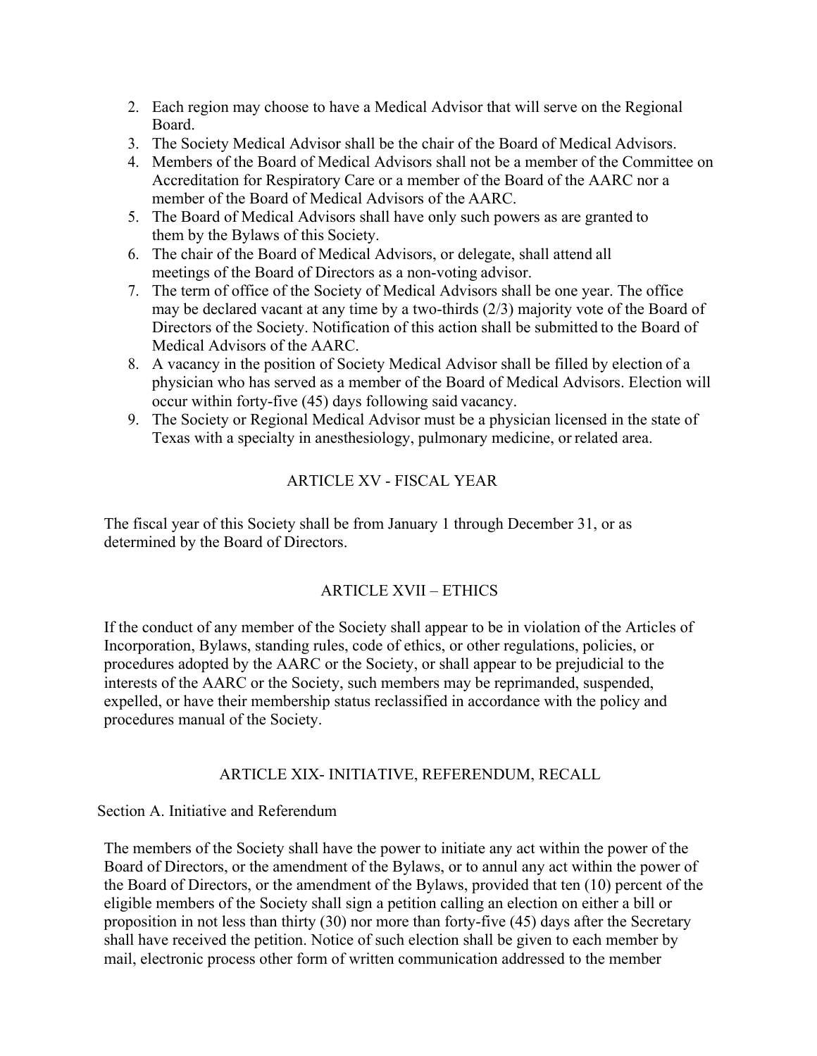2. Each region may choose to have a Medical Advisor that will serve on the Regional Board.
3. The Society Medical Advisor shall be the chair of the Board of Medical Advisors.
4. Members of the Board of Medical Advisors shall not be a member of the Committee on Accreditation for Respiratory Care or a member of the Board of the AARC nor a member of the Board of Medical Advisors of the AARC.
5. The Board of Medical Advisors shall have only such powers as are granted to them by the Bylaws of this Society.
6. The chair of the Board of Medical Advisors, or delegate, shall attend all meetings of the Board of Directors as a non-voting advisor.
7. The term of office of the Society of Medical Advisors shall be one year. The office may be declared vacant at any time by a two-thirds (2/3) majority vote of the Board of Directors of the Society. Notification of this action shall be submitted to the Board of Medical Advisors of the AARC.
8. A vacancy in the position of Society Medical Advisor shall be filled by election of a physician who has served as a member of the Board of Medical Advisors. Election will occur within forty-five (45) days following said vacancy.
9. The Society or Regional Medical Advisor must be a physician licensed in the state of Texas with a specialty in anesthesiology, pulmonary medicine, or related area.

## ARTICLE XV - FISCAL YEAR

The fiscal year of this Society shall be from January 1 through December 31, or as determined by the Board of Directors.

## ARTICLE XVII – ETHICS

If the conduct of any member of the Society shall appear to be in violation of the Articles of Incorporation, Bylaws, standing rules, code of ethics, or other regulations, policies, or procedures adopted by the AARC or the Society, or shall appear to be prejudicial to the interests of the AARC or the Society, such members may be reprimanded, suspended, expelled, or have their membership status reclassified in accordance with the policy and procedures manual of the Society.

## ARTICLE XIX- INITIATIVE, REFERENDUM, RECALL

### Section A. Initiative and Referendum

The members of the Society shall have the power to initiate any act within the power of the Board of Directors, or the amendment of the Bylaws, or to annul any act within the power of the Board of Directors, or the amendment of the Bylaws, provided that ten (10) percent of the eligible members of the Society shall sign a petition calling an election on either a bill or proposition in not less than thirty (30) nor more than forty-five (45) days after the Secretary shall have received the petition. Notice of such election shall be given to each member by mail, electronic process other form of written communication addressed to the member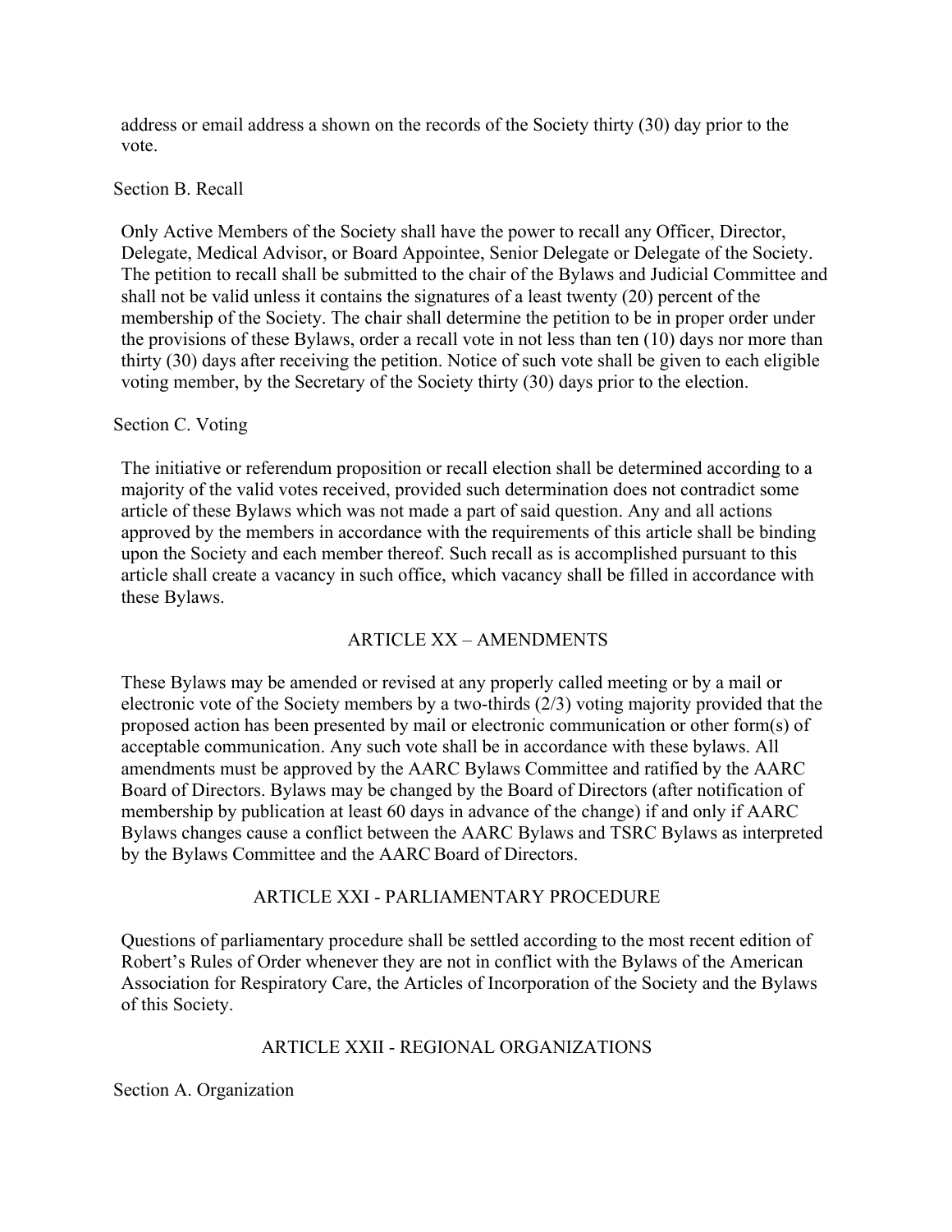address or email address a shown on the records of the Society thirty (30) day prior to the vote.

Section B. Recall

Only Active Members of the Society shall have the power to recall any Officer, Director, Delegate, Medical Advisor, or Board Appointee, Senior Delegate or Delegate of the Society. The petition to recall shall be submitted to the chair of the Bylaws and Judicial Committee and shall not be valid unless it contains the signatures of a least twenty (20) percent of the membership of the Society. The chair shall determine the petition to be in proper order under the provisions of these Bylaws, order a recall vote in not less than ten (10) days nor more than thirty (30) days after receiving the petition. Notice of such vote shall be given to each eligible voting member, by the Secretary of the Society thirty (30) days prior to the election.

Section C. Voting

The initiative or referendum proposition or recall election shall be determined according to a majority of the valid votes received, provided such determination does not contradict some article of these Bylaws which was not made a part of said question. Any and all actions approved by the members in accordance with the requirements of this article shall be binding upon the Society and each member thereof. Such recall as is accomplished pursuant to this article shall create a vacancy in such office, which vacancy shall be filled in accordance with these Bylaws.

## ARTICLE XX – AMENDMENTS

These Bylaws may be amended or revised at any properly called meeting or by a mail or electronic vote of the Society members by a two-thirds (2/3) voting majority provided that the proposed action has been presented by mail or electronic communication or other form(s) of acceptable communication. Any such vote shall be in accordance with these bylaws. All amendments must be approved by the AARC Bylaws Committee and ratified by the AARC Board of Directors. Bylaws may be changed by the Board of Directors (after notification of membership by publication at least 60 days in advance of the change) if and only if AARC Bylaws changes cause a conflict between the AARC Bylaws and TSRC Bylaws as interpreted by the Bylaws Committee and the AARC Board of Directors.

## ARTICLE XXI - PARLIAMENTARY PROCEDURE

Questions of parliamentary procedure shall be settled according to the most recent edition of Robert's Rules of Order whenever they are not in conflict with the Bylaws of the American Association for Respiratory Care, the Articles of Incorporation of the Society and the Bylaws of this Society.

## ARTICLE XXII - REGIONAL ORGANIZATIONS

Section A. Organization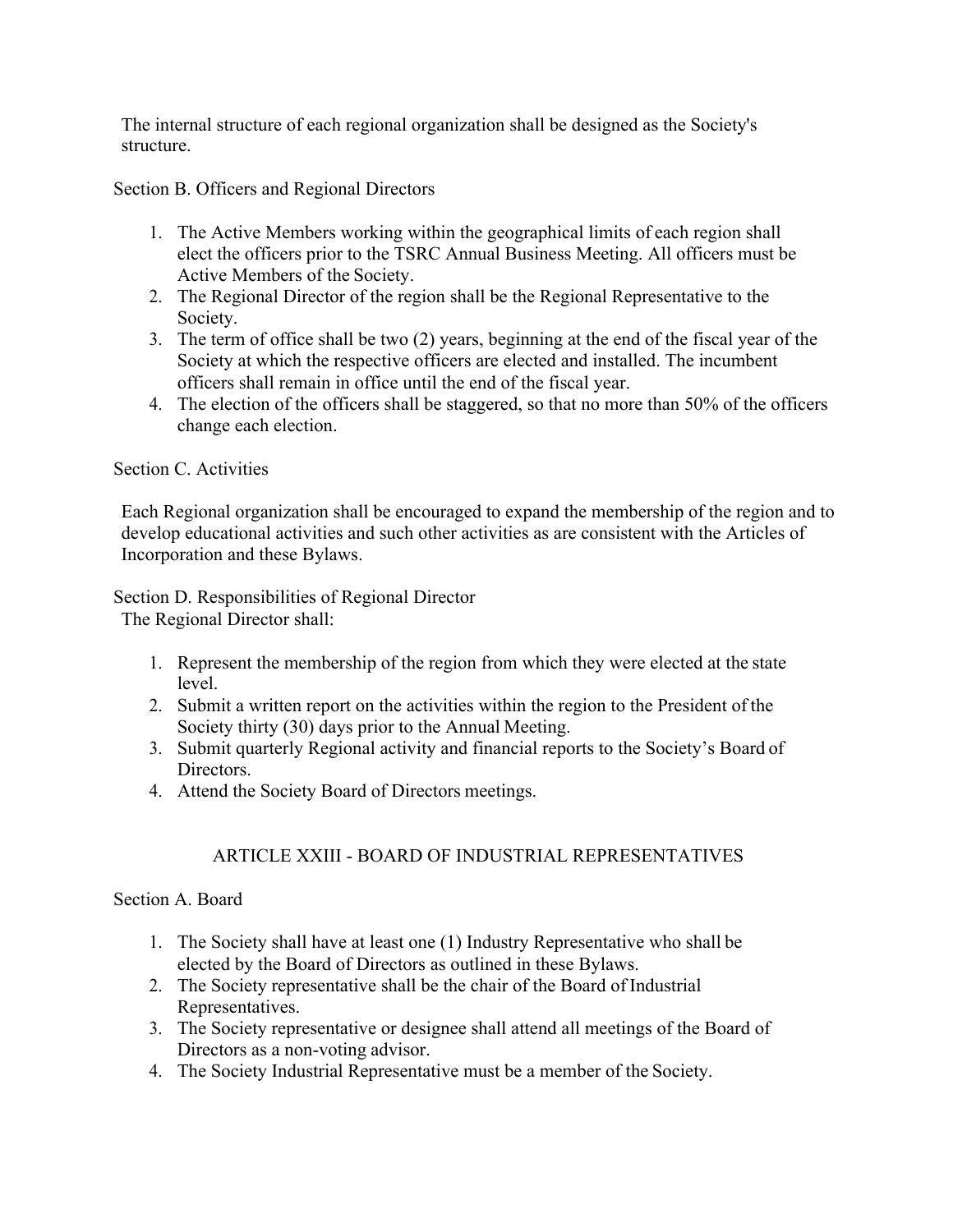The internal structure of each regional organization shall be designed as the Society's structure.

Section B. Officers and Regional Directors

1. The Active Members working within the geographical limits of each region shall elect the officers prior to the TSRC Annual Business Meeting. All officers must be Active Members of the Society.
2. The Regional Director of the region shall be the Regional Representative to the Society.
3. The term of office shall be two (2) years, beginning at the end of the fiscal year of the Society at which the respective officers are elected and installed. The incumbent officers shall remain in office until the end of the fiscal year.
4. The election of the officers shall be staggered, so that no more than 50% of the officers change each election.

Section C. Activities

Each Regional organization shall be encouraged to expand the membership of the region and to develop educational activities and such other activities as are consistent with the Articles of Incorporation and these Bylaws.

Section D. Responsibilities of Regional Director

The Regional Director shall:

1. Represent the membership of the region from which they were elected at the state level.
2. Submit a written report on the activities within the region to the President of the Society thirty (30) days prior to the Annual Meeting.
3. Submit quarterly Regional activity and financial reports to the Society's Board of Directors.
4. Attend the Society Board of Directors meetings.

## ARTICLE XXIII - BOARD OF INDUSTRIAL REPRESENTATIVES

Section A. Board

1. The Society shall have at least one (1) Industry Representative who shall be elected by the Board of Directors as outlined in these Bylaws.
2. The Society representative shall be the chair of the Board of Industrial Representatives.
3. The Society representative or designee shall attend all meetings of the Board of Directors as a non-voting advisor.
4. The Society Industrial Representative must be a member of the Society.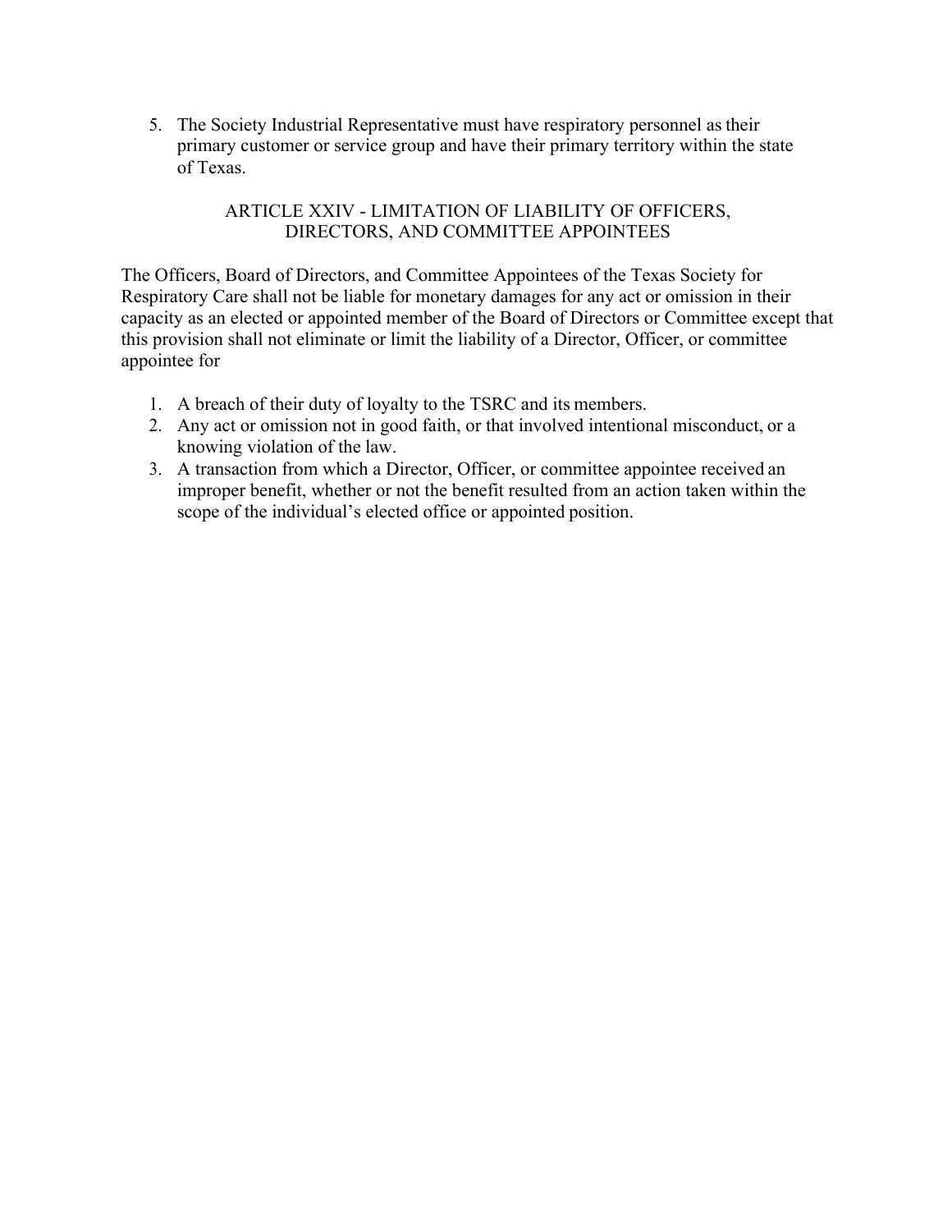5. The Society Industrial Representative must have respiratory personnel as their primary customer or service group and have their primary territory within the state of Texas.

## ARTICLE XXIV - LIMITATION OF LIABILITY OF OFFICERS, DIRECTORS, AND COMMITTEE APPOINTEES

The Officers, Board of Directors, and Committee Appointees of the Texas Society for Respiratory Care shall not be liable for monetary damages for any act or omission in their capacity as an elected or appointed member of the Board of Directors or Committee except that this provision shall not eliminate or limit the liability of a Director, Officer, or committee appointee for

1. A breach of their duty of loyalty to the TSRC and its members.
2. Any act or omission not in good faith, or that involved intentional misconduct, or a knowing violation of the law.
3. A transaction from which a Director, Officer, or committee appointee received an improper benefit, whether or not the benefit resulted from an action taken within the scope of the individual's elected office or appointed position.